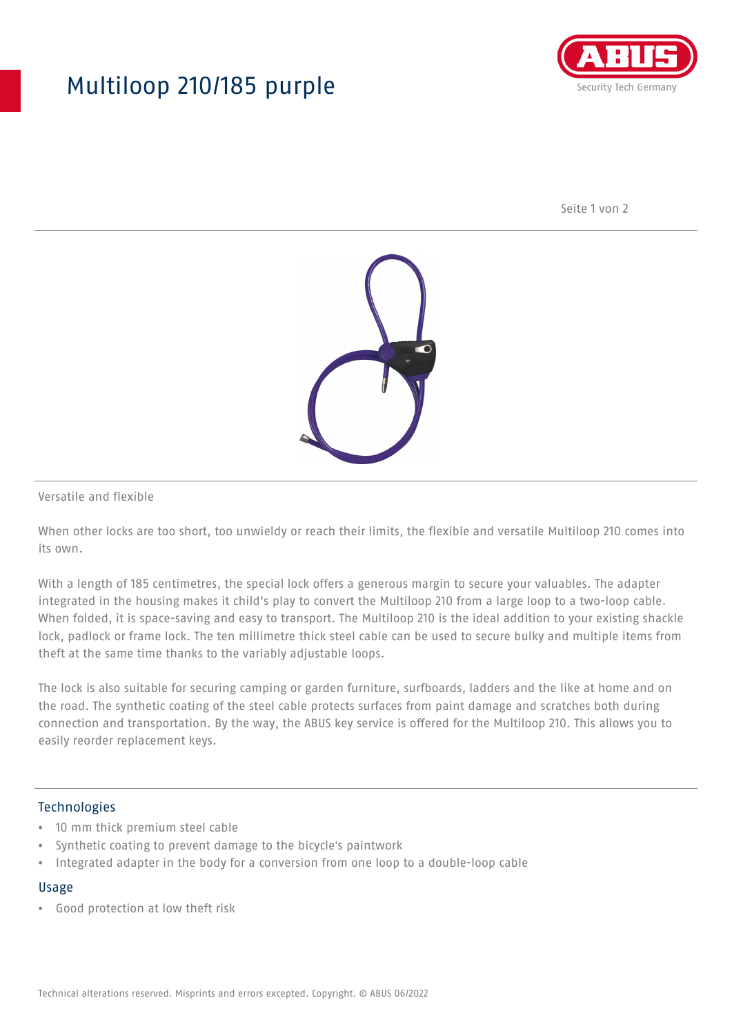# Multiloop 210/185 purple

Versatile and flexible

When other locks are too short, too unwieldy or reach their limits, the flexible and versatile Multiloop 210 comes into its own.

With a length of 185 centimetres, the special lock offers a generous margin to secure your valuables. The adapter integrated in the housing makes it child's play to convert the Multiloop 210 from a large loop to a two-loop cable. When folded, it is space-saving and easy to transport. The Multiloop 210 is the ideal addition to your existing shackle lock, padlock or frame lock. The ten millimetre thick steel cable can be used to secure bulky and multiple items from theft at the same time thanks to the variably adjustable loops.

The lock is also suitable for securing camping or garden furniture, surfboards, ladders and the like at home and on the road. The synthetic coating of the steel cable protects surfaces from paint damage and scratches both during connection and transportation. By the way, the ABUS key service is offered for the Multiloop 210. This allows you to easily reorder replacement keys.

## Technologies

- 10 mm thick premium steel cable
- Synthetic coating to prevent damage to the bicycle's paintwork
- Integrated adapter in the body for a conversion from one loop to a double-loop cable

## Usage

- Good protection at low theft risk

Technical alterations reserved. Misprints and errors excepted. Copyright. © ABUS 06/2022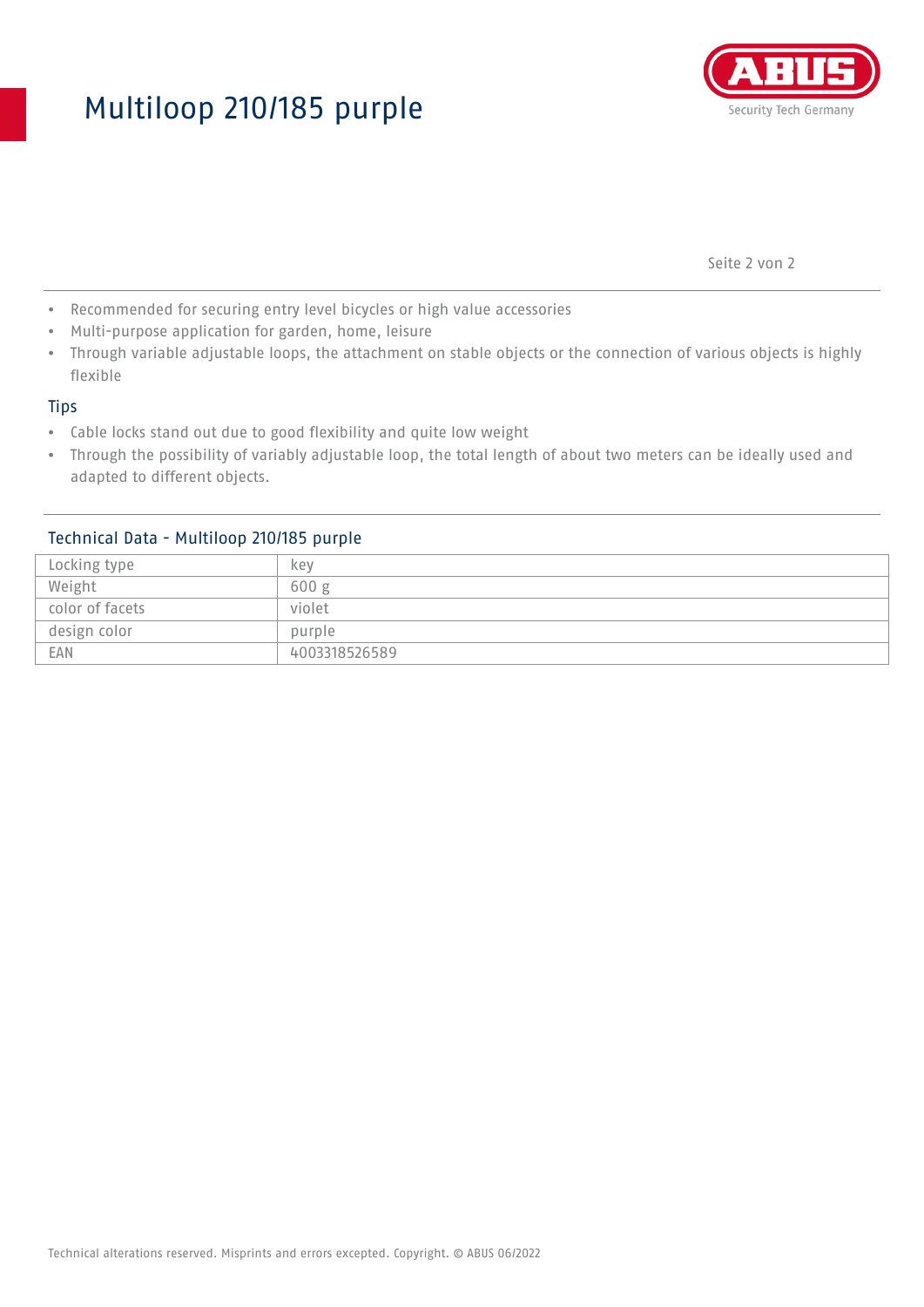- Recommended for securing entry level bicycles or high value accessories
- Multi-purpose application for garden, home, leisure
- Through variable adjustable loops, the attachment on stable objects or the connection of various objects is highly flexible

## Tips

- Cable locks stand out due to good flexibility and quite low weight
- Through the possibility of variably adjustable loop, the total length of about two meters can be ideally used and adapted to different objects.

## Technical Data - Multiloop 210/185 purple

| | |
|---|---|
| Locking type | key |
| Weight | 600 g |
| color of facets | violet |
| design color | purple |
| EAN | 4003318526589 |

Technical alterations reserved. Misprints and errors excepted. Copyright. © ABUS 06/2022